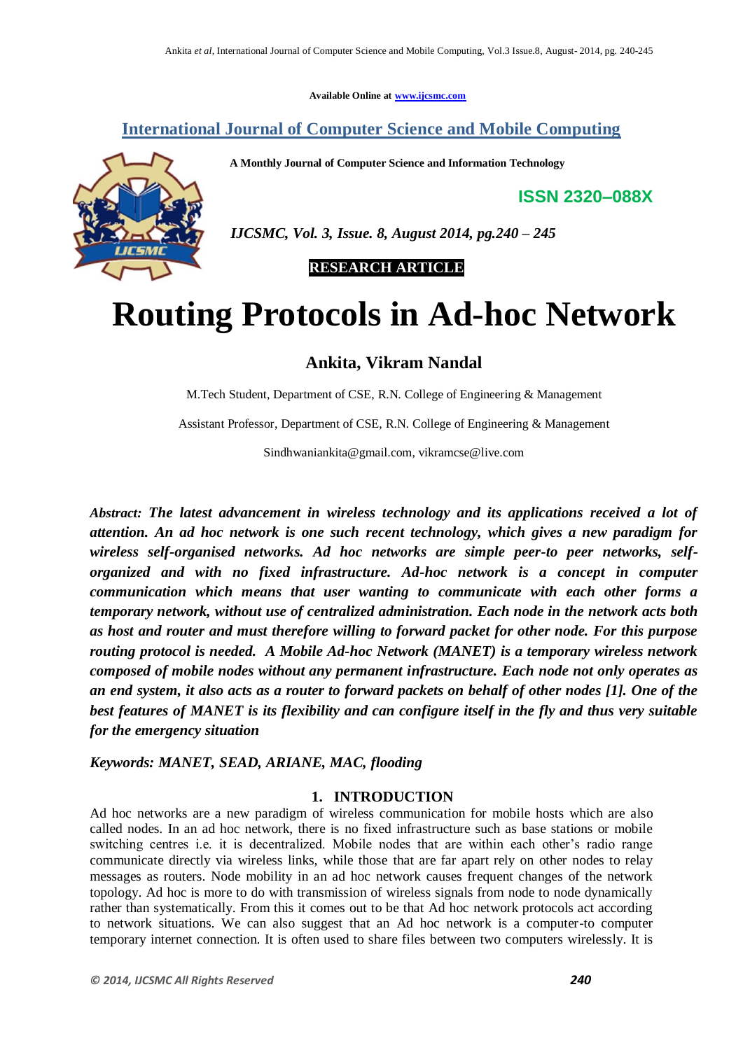Available Online at www.ijcsmc.com

## International Journal of Computer Science and Mobile Computing

**A Monthly Journal of Computer Science and Information Technology**

**ISSN 2320–088X**

*IJCSMC, Vol. 3, Issue. 8, August 2014, pg.240 – 245*

**RESEARCH ARTICLE**

# Routing Protocols in Ad-hoc Network

## Ankita, Vikram Nandal

M.Tech Student, Department of CSE, R.N. College of Engineering & Management

Assistant Professor, Department of CSE, R.N. College of Engineering & Management

Sindhwaniankita@gmail.com, vikramcse@live.com

***Abstract:** The latest advancement in wireless technology and its applications received a lot of attention. An ad hoc network is one such recent technology, which gives a new paradigm for wireless self-organised networks. Ad hoc networks are simple peer-to peer networks, self-organized and with no fixed infrastructure. Ad-hoc network is a concept in computer communication which means that user wanting to communicate with each other forms a temporary network, without use of centralized administration. Each node in the network acts both as host and router and must therefore willing to forward packet for other node. For this purpose routing protocol is needed. A Mobile Ad-hoc Network (MANET) is a temporary wireless network composed of mobile nodes without any permanent infrastructure. Each node not only operates as an end system, it also acts as a router to forward packets on behalf of other nodes [1]. One of the best features of MANET is its flexibility and can configure itself in the fly and thus very suitable for the emergency situation*

***Keywords:** MANET, SEAD, ARIANE, MAC, flooding*

## 1. INTRODUCTION

Ad hoc networks are a new paradigm of wireless communication for mobile hosts which are also called nodes. In an ad hoc network, there is no fixed infrastructure such as base stations or mobile switching centres i.e. it is decentralized. Mobile nodes that are within each other's radio range communicate directly via wireless links, while those that are far apart rely on other nodes to relay messages as routers. Node mobility in an ad hoc network causes frequent changes of the network topology. Ad hoc is more to do with transmission of wireless signals from node to node dynamically rather than systematically. From this it comes out to be that Ad hoc network protocols act according to network situations. We can also suggest that an Ad hoc network is a computer-to computer temporary internet connection. It is often used to share files between two computers wirelessly. It is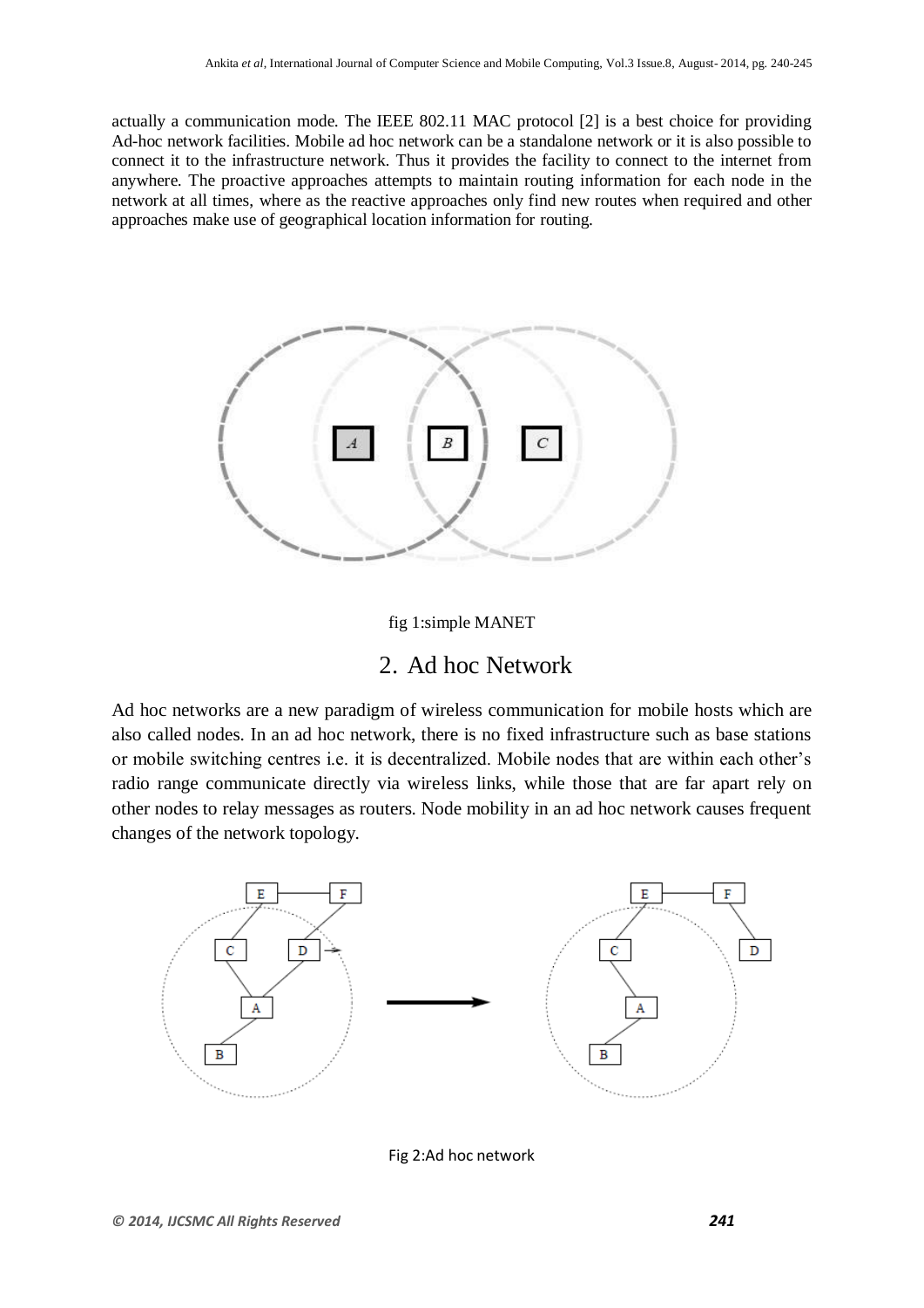actually a communication mode. The IEEE 802.11 MAC protocol [2] is a best choice for providing Ad-hoc network facilities. Mobile ad hoc network can be a standalone network or it is also possible to connect it to the infrastructure network. Thus it provides the facility to connect to the internet from anywhere. The proactive approaches attempts to maintain routing information for each node in the network at all times, where as the reactive approaches only find new routes when required and other approaches make use of geographical location information for routing.

fig 1:simple MANET

## 2. Ad hoc Network

Ad hoc networks are a new paradigm of wireless communication for mobile hosts which are also called nodes. In an ad hoc network, there is no fixed infrastructure such as base stations or mobile switching centres i.e. it is decentralized. Mobile nodes that are within each other's radio range communicate directly via wireless links, while those that are far apart rely on other nodes to relay messages as routers. Node mobility in an ad hoc network causes frequent changes of the network topology.

Fig 2:Ad hoc network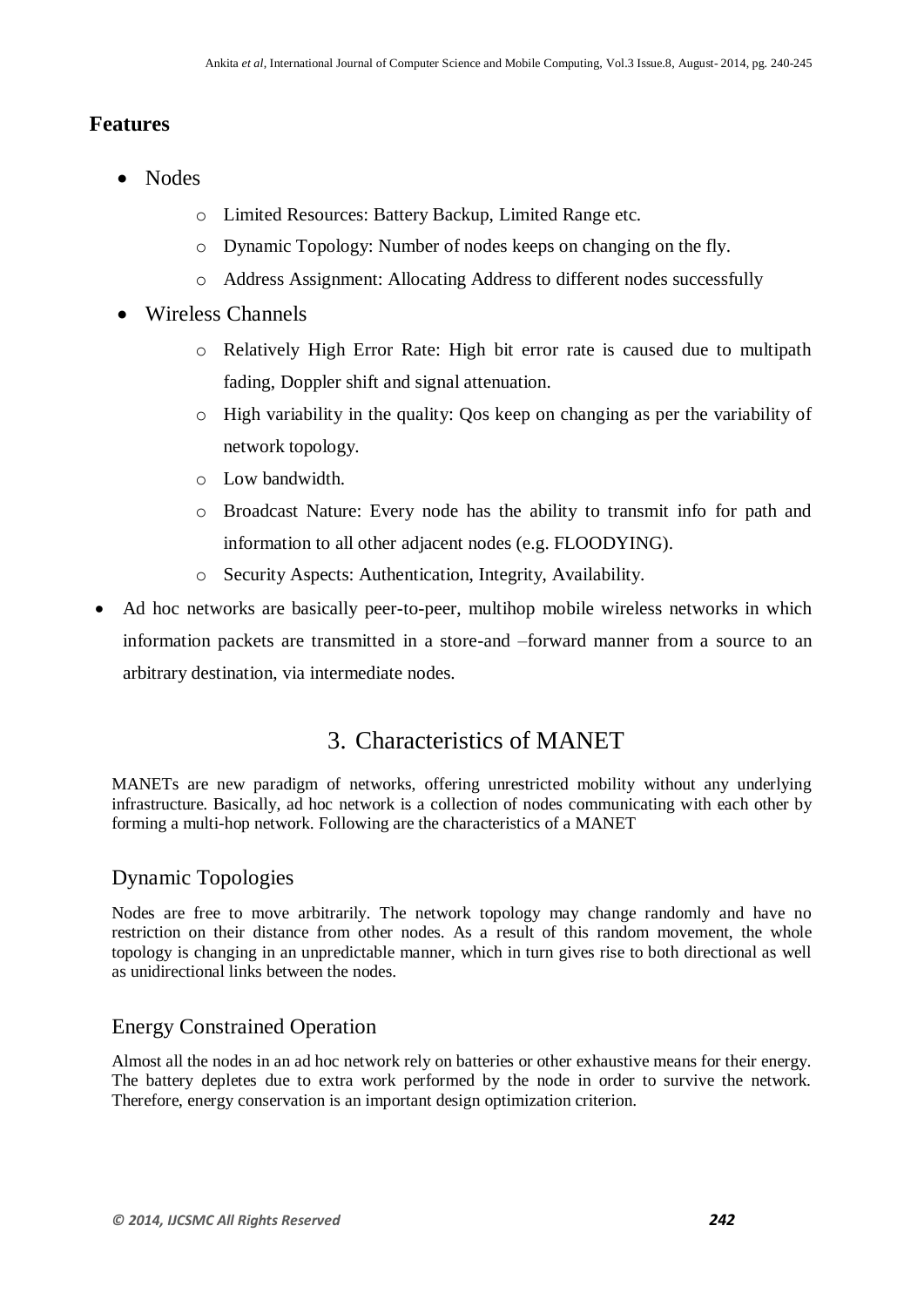## Features

- Nodes
  - Limited Resources: Battery Backup, Limited Range etc.
  - Dynamic Topology: Number of nodes keeps on changing on the fly.
  - Address Assignment: Allocating Address to different nodes successfully
- Wireless Channels
  - Relatively High Error Rate: High bit error rate is caused due to multipath fading, Doppler shift and signal attenuation.
  - High variability in the quality: Qos keep on changing as per the variability of network topology.
  - Low bandwidth.
  - Broadcast Nature: Every node has the ability to transmit info for path and information to all other adjacent nodes (e.g. FLOODYING).
  - Security Aspects: Authentication, Integrity, Availability.
- Ad hoc networks are basically peer-to-peer, multihop mobile wireless networks in which information packets are transmitted in a store-and –forward manner from a source to an arbitrary destination, via intermediate nodes.

# 3. Characteristics of MANET

MANETs are new paradigm of networks, offering unrestricted mobility without any underlying infrastructure. Basically, ad hoc network is a collection of nodes communicating with each other by forming a multi-hop network. Following are the characteristics of a MANET

## Dynamic Topologies

Nodes are free to move arbitrarily. The network topology may change randomly and have no restriction on their distance from other nodes. As a result of this random movement, the whole topology is changing in an unpredictable manner, which in turn gives rise to both directional as well as unidirectional links between the nodes.

## Energy Constrained Operation

Almost all the nodes in an ad hoc network rely on batteries or other exhaustive means for their energy. The battery depletes due to extra work performed by the node in order to survive the network. Therefore, energy conservation is an important design optimization criterion.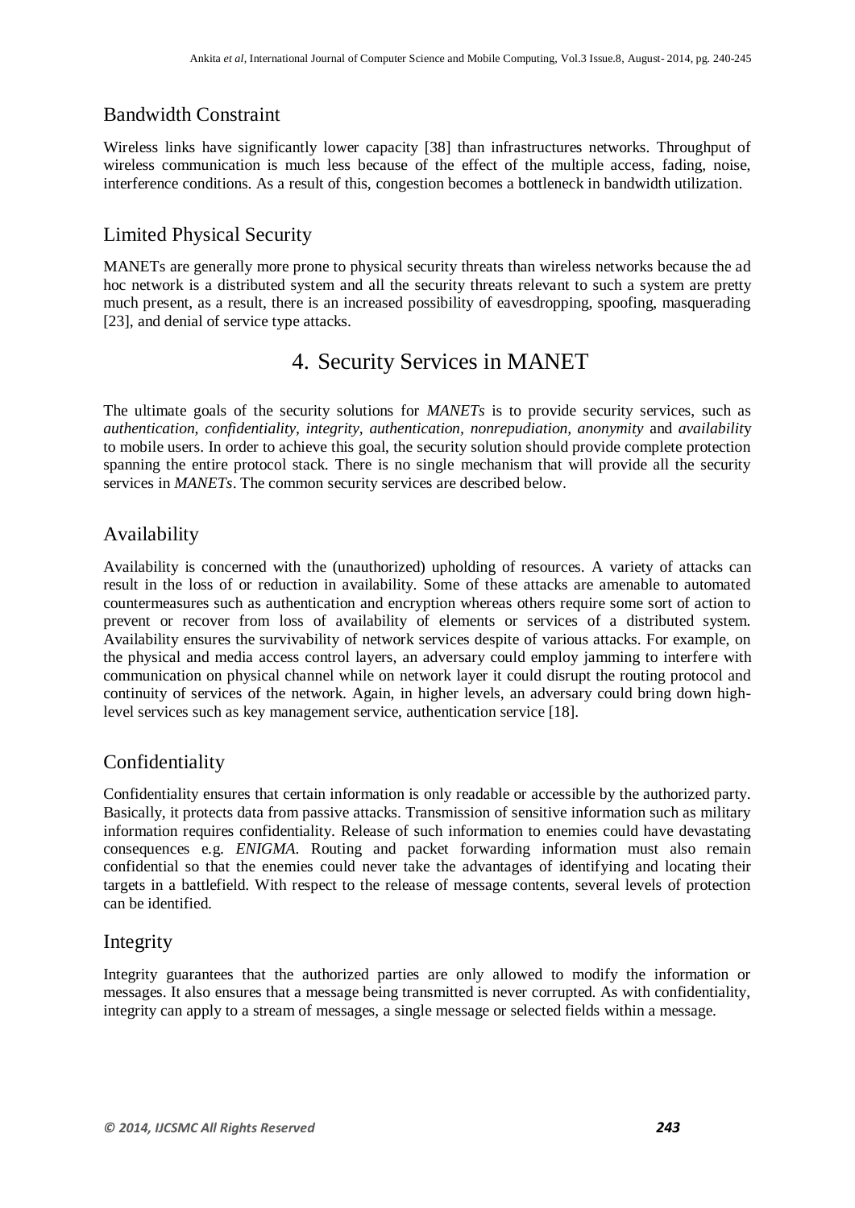### Bandwidth Constraint

Wireless links have significantly lower capacity [38] than infrastructures networks. Throughput of wireless communication is much less because of the effect of the multiple access, fading, noise, interference conditions. As a result of this, congestion becomes a bottleneck in bandwidth utilization.

### Limited Physical Security

MANETs are generally more prone to physical security threats than wireless networks because the ad hoc network is a distributed system and all the security threats relevant to such a system are pretty much present, as a result, there is an increased possibility of eavesdropping, spoofing, masquerading [23], and denial of service type attacks.

## 4. Security Services in MANET

The ultimate goals of the security solutions for *MANETs* is to provide security services, such as *authentication, confidentiality, integrity, authentication, nonrepudiation, anonymity* and *availability* to mobile users. In order to achieve this goal, the security solution should provide complete protection spanning the entire protocol stack. There is no single mechanism that will provide all the security services in *MANETs*. The common security services are described below.

### Availability

Availability is concerned with the (unauthorized) upholding of resources. A variety of attacks can result in the loss of or reduction in availability. Some of these attacks are amenable to automated countermeasures such as authentication and encryption whereas others require some sort of action to prevent or recover from loss of availability of elements or services of a distributed system. Availability ensures the survivability of network services despite of various attacks. For example, on the physical and media access control layers, an adversary could employ jamming to interfere with communication on physical channel while on network layer it could disrupt the routing protocol and continuity of services of the network. Again, in higher levels, an adversary could bring down high-level services such as key management service, authentication service [18].

### Confidentiality

Confidentiality ensures that certain information is only readable or accessible by the authorized party. Basically, it protects data from passive attacks. Transmission of sensitive information such as military information requires confidentiality. Release of such information to enemies could have devastating consequences e.g. *ENIGMA*. Routing and packet forwarding information must also remain confidential so that the enemies could never take the advantages of identifying and locating their targets in a battlefield. With respect to the release of message contents, several levels of protection can be identified.

### Integrity

Integrity guarantees that the authorized parties are only allowed to modify the information or messages. It also ensures that a message being transmitted is never corrupted. As with confidentiality, integrity can apply to a stream of messages, a single message or selected fields within a message.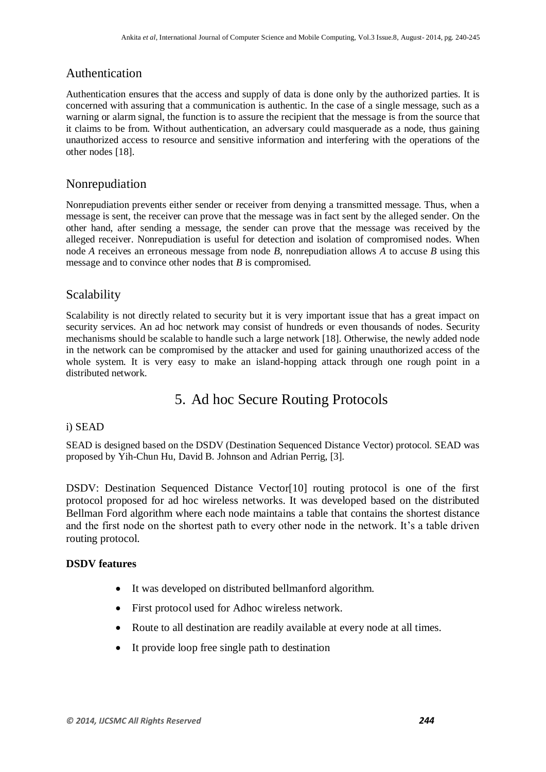### Authentication

Authentication ensures that the access and supply of data is done only by the authorized parties. It is concerned with assuring that a communication is authentic. In the case of a single message, such as a warning or alarm signal, the function is to assure the recipient that the message is from the source that it claims to be from. Without authentication, an adversary could masquerade as a node, thus gaining unauthorized access to resource and sensitive information and interfering with the operations of the other nodes [18].

### Nonrepudiation

Nonrepudiation prevents either sender or receiver from denying a transmitted message. Thus, when a message is sent, the receiver can prove that the message was in fact sent by the alleged sender. On the other hand, after sending a message, the sender can prove that the message was received by the alleged receiver. Nonrepudiation is useful for detection and isolation of compromised nodes. When node *A* receives an erroneous message from node *B*, nonrepudiation allows *A* to accuse *B* using this message and to convince other nodes that *B* is compromised.

### Scalability

Scalability is not directly related to security but it is very important issue that has a great impact on security services. An ad hoc network may consist of hundreds or even thousands of nodes. Security mechanisms should be scalable to handle such a large network [18]. Otherwise, the newly added node in the network can be compromised by the attacker and used for gaining unauthorized access of the whole system. It is very easy to make an island-hopping attack through one rough point in a distributed network.

## 5. Ad hoc Secure Routing Protocols

i) SEAD

SEAD is designed based on the DSDV (Destination Sequenced Distance Vector) protocol. SEAD was proposed by Yih-Chun Hu, David B. Johnson and Adrian Perrig, [3].

DSDV: Destination Sequenced Distance Vector[10] routing protocol is one of the first protocol proposed for ad hoc wireless networks. It was developed based on the distributed Bellman Ford algorithm where each node maintains a table that contains the shortest distance and the first node on the shortest path to every other node in the network. It's a table driven routing protocol.

**DSDV features**

- It was developed on distributed bellmanford algorithm.
- First protocol used for Adhoc wireless network.
- Route to all destination are readily available at every node at all times.
- It provide loop free single path to destination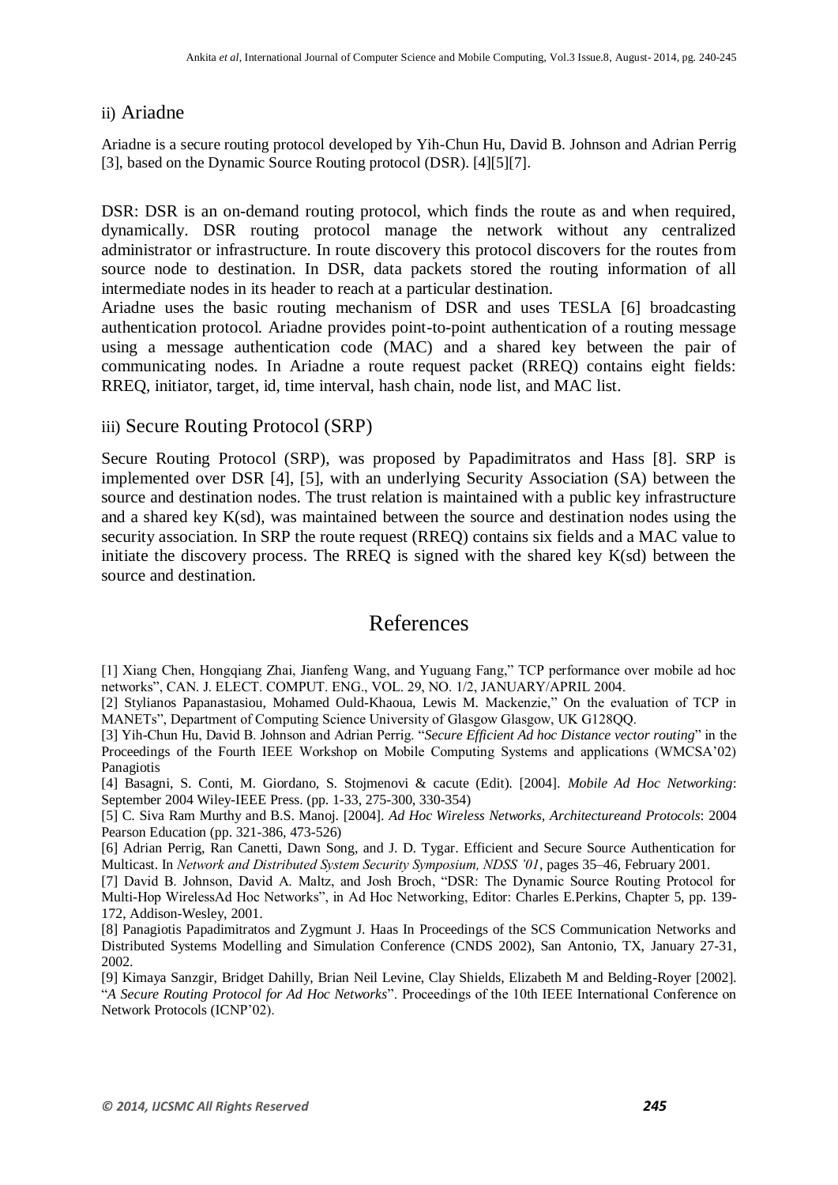### ii) Ariadne

Ariadne is a secure routing protocol developed by Yih-Chun Hu, David B. Johnson and Adrian Perrig [3], based on the Dynamic Source Routing protocol (DSR). [4][5][7].

DSR: DSR is an on-demand routing protocol, which finds the route as and when required, dynamically. DSR routing protocol manage the network without any centralized administrator or infrastructure. In route discovery this protocol discovers for the routes from source node to destination. In DSR, data packets stored the routing information of all intermediate nodes in its header to reach at a particular destination.
Ariadne uses the basic routing mechanism of DSR and uses TESLA [6] broadcasting authentication protocol. Ariadne provides point-to-point authentication of a routing message using a message authentication code (MAC) and a shared key between the pair of communicating nodes. In Ariadne a route request packet (RREQ) contains eight fields: RREQ, initiator, target, id, time interval, hash chain, node list, and MAC list.

### iii) Secure Routing Protocol (SRP)

Secure Routing Protocol (SRP), was proposed by Papadimitratos and Hass [8]. SRP is implemented over DSR [4], [5], with an underlying Security Association (SA) between the source and destination nodes. The trust relation is maintained with a public key infrastructure and a shared key K(sd), was maintained between the source and destination nodes using the security association. In SRP the route request (RREQ) contains six fields and a MAC value to initiate the discovery process. The RREQ is signed with the shared key K(sd) between the source and destination.

## References

[1] Xiang Chen, Hongqiang Zhai, Jianfeng Wang, and Yuguang Fang," TCP performance over mobile ad hoc networks", CAN. J. ELECT. COMPUT. ENG., VOL. 29, NO. 1/2, JANUARY/APRIL 2004.

[2] Stylianos Papanastasiou, Mohamed Ould-Khaoua, Lewis M. Mackenzie," On the evaluation of TCP in MANETs", Department of Computing Science University of Glasgow Glasgow, UK G128QQ.

[3] Yih-Chun Hu, David B. Johnson and Adrian Perrig. "*Secure Efficient Ad hoc Distance vector routing*" in the Proceedings of the Fourth IEEE Workshop on Mobile Computing Systems and applications (WMCSA'02) Panagiotis

[4] Basagni, S. Conti, M. Giordano, S. Stojmenovi & cacute (Edit). [2004]. *Mobile Ad Hoc Networking*: September 2004 Wiley-IEEE Press. (pp. 1-33, 275-300, 330-354)

[5] C. Siva Ram Murthy and B.S. Manoj. [2004]. *Ad Hoc Wireless Networks, Architectureand Protocols*: 2004 Pearson Education (pp. 321-386, 473-526)

[6] Adrian Perrig, Ran Canetti, Dawn Song, and J. D. Tygar. Efficient and Secure Source Authentication for Multicast. In *Network and Distributed System Security Symposium, NDSS '01*, pages 35–46, February 2001.

[7] David B. Johnson, David A. Maltz, and Josh Broch, "DSR: The Dynamic Source Routing Protocol for Multi-Hop WirelessAd Hoc Networks", in Ad Hoc Networking, Editor: Charles E.Perkins, Chapter 5, pp. 139-172, Addison-Wesley, 2001.

[8] Panagiotis Papadimitratos and Zygmunt J. Haas In Proceedings of the SCS Communication Networks and Distributed Systems Modelling and Simulation Conference (CNDS 2002), San Antonio, TX, January 27-31, 2002.

[9] Kimaya Sanzgir, Bridget Dahilly, Brian Neil Levine, Clay Shields, Elizabeth M and Belding-Royer [2002]. "*A Secure Routing Protocol for Ad Hoc Networks*". Proceedings of the 10th IEEE International Conference on Network Protocols (ICNP'02).